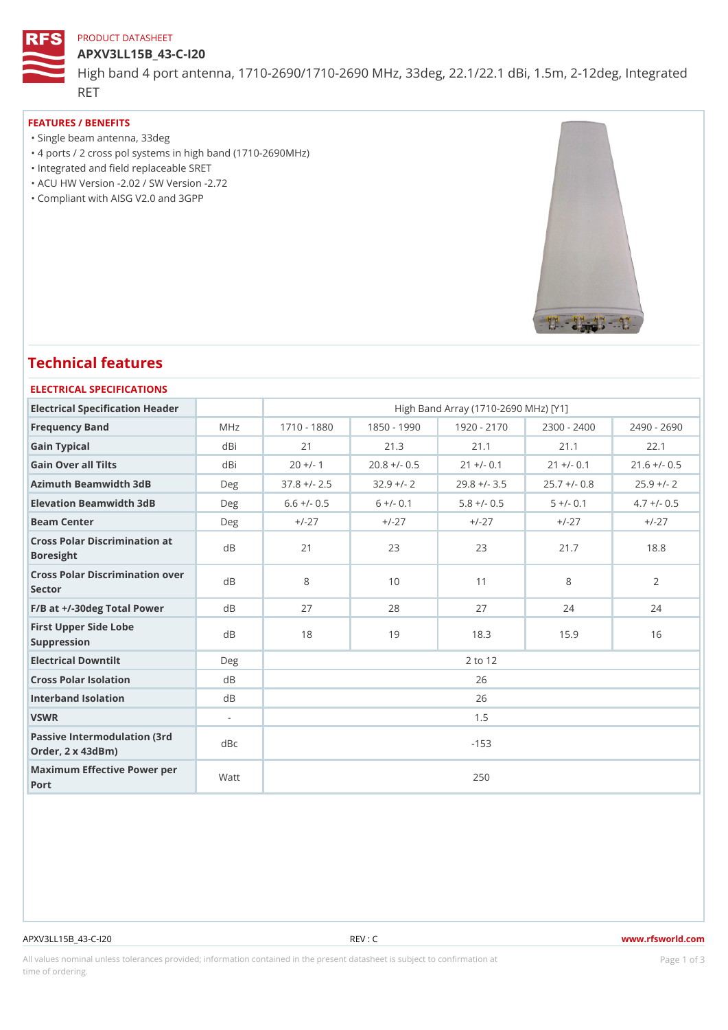PRODUCT DATASHEET

# APXV3LL15B_43-C-I20

High band 4 port antenna, 1710-2690/1710-2690 MHz, 33deg, 22.1/22.1 dBi, 1.5m, 2-12deg, Integrated RET

## FEATURES / BENEFITS

- Single beam antenna, 33deg
- 4 ports / 2 cross pol systems in high band (1710-2690MHz)
- Integrated and field replaceable SRET
- ACU HW Version -2.02 / SW Version -2.72
- Compliant with AISG V2.0 and 3GPP

## Technical features

### ELECTRICAL SPECIFICATIONS

| Electrical Specification Header | | High Band Array (1710-2690 MHz) [Y1] | | | | |
|---|---|---|---|---|---|---|
| Frequency Band | MHz | 1710 - 1880 | 1850 - 1990 | 1920 - 2170 | 2300 - 2400 | 2490 - 2690 |
| Gain Typical | dBi | 21 | 21.3 | 21.1 | 21.1 | 22.1 |
| Gain Over all Tilts | dBi | 20 +/- 1 | 20.8 +/- 0.5 | 21 +/- 0.1 | 21 +/- 0.1 | 21.6 +/- 0.5 |
| Azimuth Beamwidth 3dB | Deg | 37.8 +/- 2.5 | 32.9 +/- 2 | 29.8 +/- 3.5 | 25.7 +/- 0.8 | 25.9 +/- 2 |
| Elevation Beamwidth 3dB | Deg | 6.6 +/- 0.5 | 6 +/- 0.1 | 5.8 +/- 0.5 | 5 +/- 0.1 | 4.7 +/- 0.5 |
| Beam Center | Deg | +/-27 | +/-27 | +/-27 | +/-27 | +/-27 |
| Cross Polar Discrimination at Boresight | dB | 21 | 23 | 23 | 21.7 | 18.8 |
| Cross Polar Discrimination over Sector | dB | 8 | 10 | 11 | 8 | 2 |
| F/B at +/-30deg Total Power | dB | 27 | 28 | 27 | 24 | 24 |
| First Upper Side Lobe Suppression | dB | 18 | 19 | 18.3 | 15.9 | 16 |
| Electrical Downtilt | Deg | 2 to 12 | | | | |
| Cross Polar Isolation | dB | 26 | | | | |
| Interband Isolation | dB | 26 | | | | |
| VSWR | - | 1.5 | | | | |
| Passive Intermodulation (3rd Order, 2 x 43dBm) | dBc | -153 | | | | |
| Maximum Effective Power per Port | Watt | 250 | | | | |

APXV3LL15B_43-C-I20 REV : C www.rfsworld.com

All values nominal unless tolerances provided; information contained in the present datasheet is subject to confirmation at time of ordering.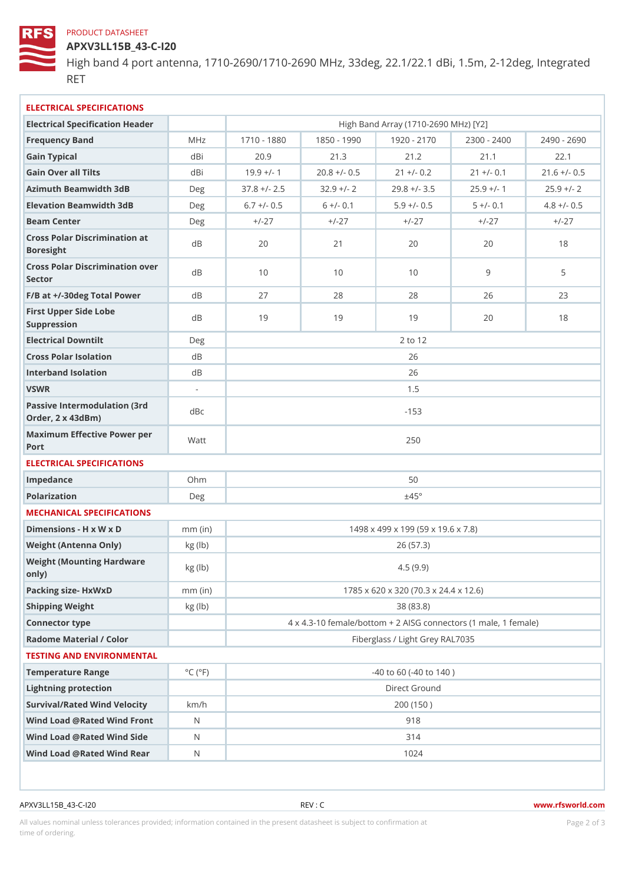PRODUCT DATASHEET

# APXV3LL15B_43-C-I20

High band 4 port antenna, 1710-2690/1710-2690 MHz, 33deg, 22.1/22.1 dBi, 1.5m, 2-12deg, Integrated RET

## ELECTRICAL SPECIFICATIONS

| Electrical Specification Header | | High Band Array (1710-2690 MHz) [Y2] | | | | |
|---|---|---|---|---|---|---|
| Frequency Band | MHz | 1710 - 1880 | 1850 - 1990 | 1920 - 2170 | 2300 - 2400 | 2490 - 2690 |
| Gain Typical | dBi | 20.9 | 21.3 | 21.2 | 21.1 | 22.1 |
| Gain Over all Tilts | dBi | 19.9 +/- 1 | 20.8 +/- 0.5 | 21 +/- 0.2 | 21 +/- 0.1 | 21.6 +/- 0.5 |
| Azimuth Beamwidth 3dB | Deg | 37.8 +/- 2.5 | 32.9 +/- 2 | 29.8 +/- 3.5 | 25.9 +/- 1 | 25.9 +/- 2 |
| Elevation Beamwidth 3dB | Deg | 6.7 +/- 0.5 | 6 +/- 0.1 | 5.9 +/- 0.5 | 5 +/- 0.1 | 4.8 +/- 0.5 |
| Beam Center | Deg | +/-27 | +/-27 | +/-27 | +/-27 | +/-27 |
| Cross Polar Discrimination at Boresight | dB | 20 | 21 | 20 | 20 | 18 |
| Cross Polar Discrimination over Sector | dB | 10 | 10 | 10 | 9 | 5 |
| F/B at +/-30deg Total Power | dB | 27 | 28 | 28 | 26 | 23 |
| First Upper Side Lobe Suppression | dB | 19 | 19 | 19 | 20 | 18 |
| Electrical Downtilt | Deg | 2 to 12 | | | | |
| Cross Polar Isolation | dB | 26 | | | | |
| Interband Isolation | dB | 26 | | | | |
| VSWR | - | 1.5 | | | | |
| Passive Intermodulation (3rd Order, 2 x 43dBm) | dBc | -153 | | | | |
| Maximum Effective Power per Port | Watt | 250 | | | | |

## ELECTRICAL SPECIFICATIONS

| | | |
|---|---|---|
| Impedance | Ohm | 50 |
| Polarization | Deg | ±45° |

## MECHANICAL SPECIFICATIONS

| | | |
|---|---|---|
| Dimensions - H x W x D | mm (in) | 1498 x 499 x 199 (59 x 19.6 x 7.8) |
| Weight (Antenna Only) | kg (lb) | 26 (57.3) |
| Weight (Mounting Hardware only) | kg (lb) | 4.5 (9.9) |
| Packing size- HxWxD | mm (in) | 1785 x 620 x 320 (70.3 x 24.4 x 12.6) |
| Shipping Weight | kg (lb) | 38 (83.8) |
| Connector type | | 4 x 4.3-10 female/bottom + 2 AISG connectors (1 male, 1 female) |
| Radome Material / Color | | Fiberglass / Light Grey RAL7035 |

## TESTING AND ENVIRONMENTAL

| | | |
|---|---|---|
| Temperature Range | °C (°F) | -40 to 60 (-40 to 140 ) |
| Lightning protection | | Direct Ground |
| Survival/Rated Wind Velocity | km/h | 200 (150 ) |
| Wind Load @Rated Wind Front | N | 918 |
| Wind Load @Rated Wind Side | N | 314 |
| Wind Load @Rated Wind Rear | N | 1024 |

APXV3LL15B_43-C-I20 REV : C www.rfsworld.com

All values nominal unless tolerances provided; information contained in the present datasheet is subject to confirmation at time of ordering.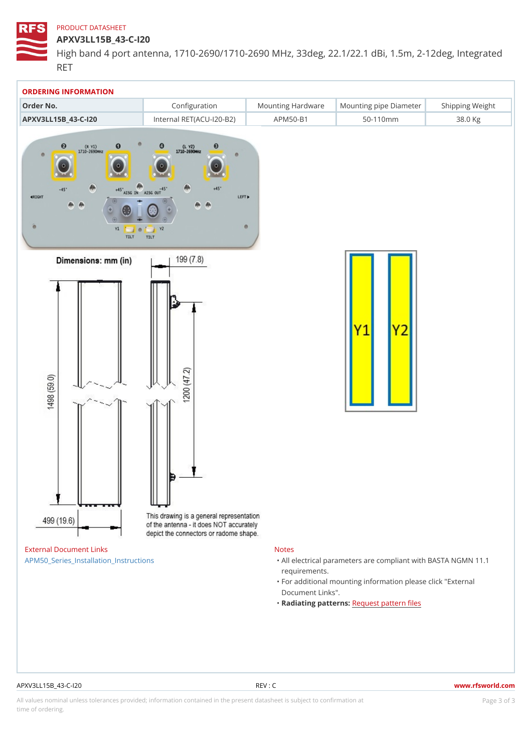PRODUCT DATASHEET

# APXV3LL15B_43-C-I20

High band 4 port antenna, 1710-2690/1710-2690 MHz, 33deg, 22.1/22.1 dBi, 1.5m, 2-12deg, Integrated RET

## ORDERING INFORMATION

| Order No. | Configuration | Mounting Hardware | Mounting pipe Diameter | Shipping Weight |
|---|---|---|---|---|
| APXV3LL15B_43-C-I20 | Internal RET(ACU-I20-B2) | APM50-B1 | 50-110mm | 38.0 Kg |

(R Y1) 1710-2690MHz

(L Y2) 1710-2690MHz

-45° +45° AISG IN AISG OUT -45° +45°

◄RIGHT LEFT►

Y1 TILT Y2 TILT

Dimensions: mm (in)

199 (7.8)

1498 (59.0)

1200 (47.2)

499 (19.6)

This drawing is a general representation of the antenna - it does NOT accurately depict the connectors or radome shape.

Y1 Y2

## External Document Links

APM50_Series_Installation_Instructions

## Notes

- All electrical parameters are compliant with BASTA NGMN 11.1 requirements.
- For additional mounting information please click "External Document Links".
- **Radiating patterns:** Request pattern files